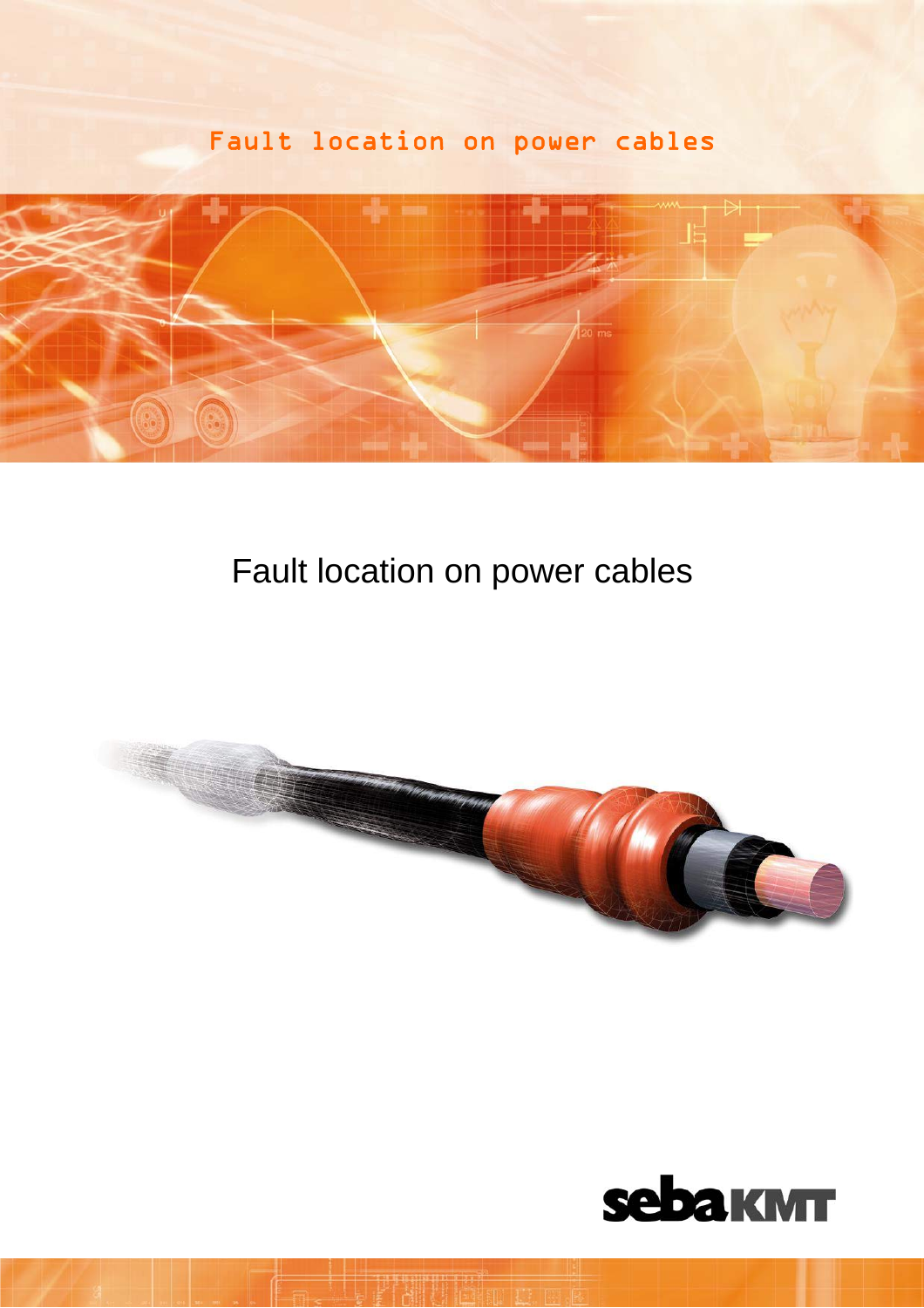Fault location on power cables

# Fault location on power cables

sebaKMT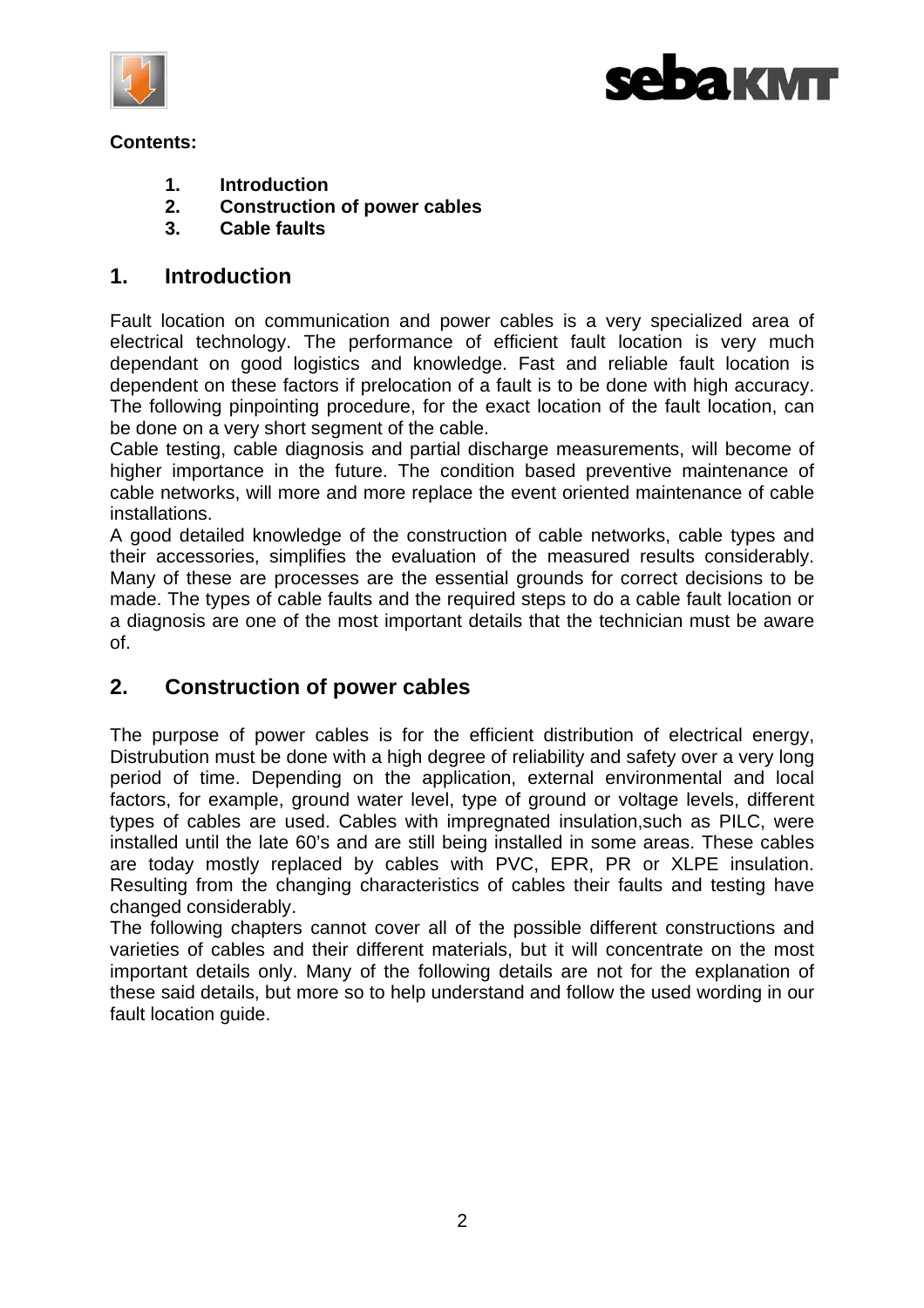**Contents:**

1. **Introduction**
2. **Construction of power cables**
3. **Cable faults**

## 1. Introduction

Fault location on communication and power cables is a very specialized area of electrical technology. The performance of efficient fault location is very much dependant on good logistics and knowledge. Fast and reliable fault location is dependent on these factors if prelocation of a fault is to be done with high accuracy. The following pinpointing procedure, for the exact location of the fault location, can be done on a very short segment of the cable.
Cable testing, cable diagnosis and partial discharge measurements, will become of higher importance in the future. The condition based preventive maintenance of cable networks, will more and more replace the event oriented maintenance of cable installations.
A good detailed knowledge of the construction of cable networks, cable types and their accessories, simplifies the evaluation of the measured results considerably. Many of these are processes are the essential grounds for correct decisions to be made. The types of cable faults and the required steps to do a cable fault location or a diagnosis are one of the most important details that the technician must be aware of.

## 2. Construction of power cables

The purpose of power cables is for the efficient distribution of electrical energy, Distrubution must be done with a high degree of reliability and safety over a very long period of time. Depending on the application, external environmental and local factors, for example, ground water level, type of ground or voltage levels, different types of cables are used. Cables with impregnated insulation,such as PILC, were installed until the late 60's and are still being installed in some areas. These cables are today mostly replaced by cables with PVC, EPR, PR or XLPE insulation. Resulting from the changing characteristics of cables their faults and testing have changed considerably.
The following chapters cannot cover all of the possible different constructions and varieties of cables and their different materials, but it will concentrate on the most important details only. Many of the following details are not for the explanation of these said details, but more so to help understand and follow the used wording in our fault location guide.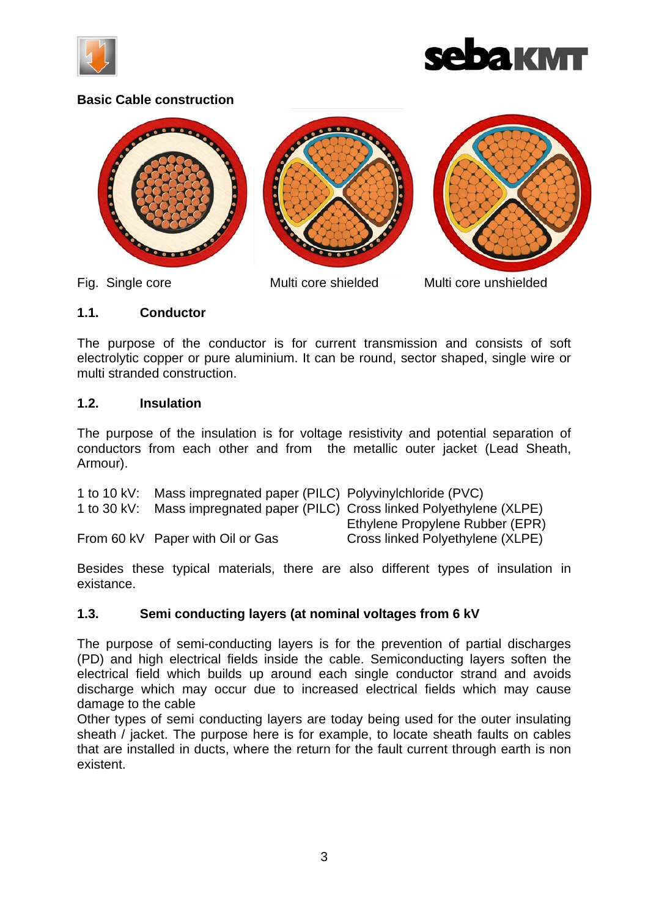**Basic Cable construction**

Fig. Single core | Multi core shielded | Multi core unshielded

## 1.1. Conductor

The purpose of the conductor is for current transmission and consists of soft electrolytic copper or pure aluminium. It can be round, sector shaped, single wire or multi stranded construction.

## 1.2. Insulation

The purpose of the insulation is for voltage resistivity and potential separation of conductors from each other and from the metallic outer jacket (Lead Sheath, Armour).

| | | |
|---|---|---|
| 1 to 10 kV: | Mass impregnated paper (PILC) | Polyvinylchloride (PVC) |
| 1 to 30 kV: | Mass impregnated paper (PILC) | Cross linked Polyethylene (XLPE) |
| | | Ethylene Propylene Rubber (EPR) |
| From 60 kV | Paper with Oil or Gas | Cross linked Polyethylene (XLPE) |

Besides these typical materials, there are also different types of insulation in existance.

## 1.3. Semi conducting layers (at nominal voltages from 6 kV

The purpose of semi-conducting layers is for the prevention of partial discharges (PD) and high electrical fields inside the cable. Semiconducting layers soften the electrical field which builds up around each single conductor strand and avoids discharge which may occur due to increased electrical fields which may cause damage to the cable

Other types of semi conducting layers are today being used for the outer insulating sheath / jacket. The purpose here is for example, to locate sheath faults on cables that are installed in ducts, where the return for the fault current through earth is non existent.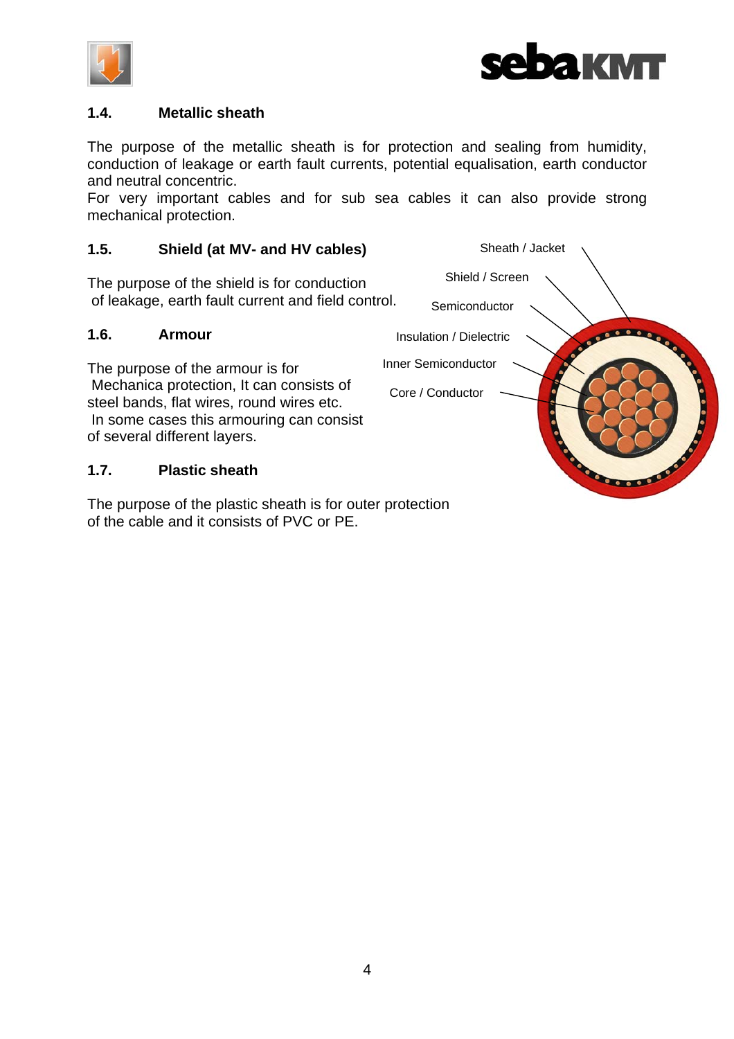## 1.4. Metallic sheath

The purpose of the metallic sheath is for protection and sealing from humidity, conduction of leakage or earth fault currents, potential equalisation, earth conductor and neutral concentric.
For very important cables and for sub sea cables it can also provide strong mechanical protection.

## 1.5. Shield (at MV- and HV cables)

The purpose of the shield is for conduction of leakage, earth fault current and field control.

## 1.6. Armour

The purpose of the armour is for Mechanica protection, It can consists of steel bands, flat wires, round wires etc.
In some cases this armouring can consist of several different layers.

## 1.7. Plastic sheath

The purpose of the plastic sheath is for outer protection of the cable and it consists of PVC or PE.

Sheath / Jacket
Shield / Screen
Semiconductor
Insulation / Dielectric
Inner Semiconductor
Core / Conductor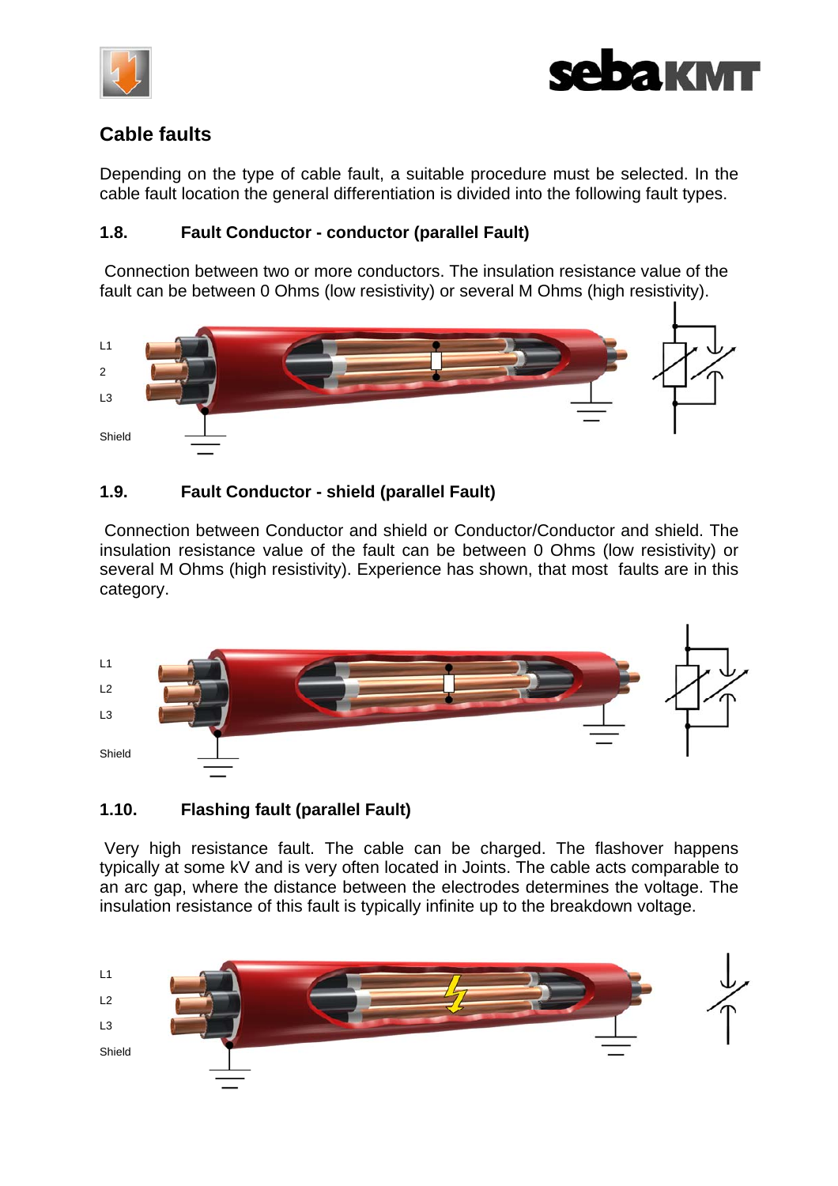## Cable faults

Depending on the type of cable fault, a suitable procedure must be selected. In the cable fault location the general differentiation is divided into the following fault types.

### 1.8. Fault Conductor - conductor (parallel Fault)

Connection between two or more conductors. The insulation resistance value of the fault can be between 0 Ohms (low resistivity) or several M Ohms (high resistivity).

L1
2
L3
Shield

### 1.9. Fault Conductor - shield (parallel Fault)

Connection between Conductor and shield or Conductor/Conductor and shield. The insulation resistance value of the fault can be between 0 Ohms (low resistivity) or several M Ohms (high resistivity). Experience has shown, that most faults are in this category.

L1
L2
L3
Shield

### 1.10. Flashing fault (parallel Fault)

Very high resistance fault. The cable can be charged. The flashover happens typically at some kV and is very often located in Joints. The cable acts comparable to an arc gap, where the distance between the electrodes determines the voltage. The insulation resistance of this fault is typically infinite up to the breakdown voltage.

L1
L2
L3
Shield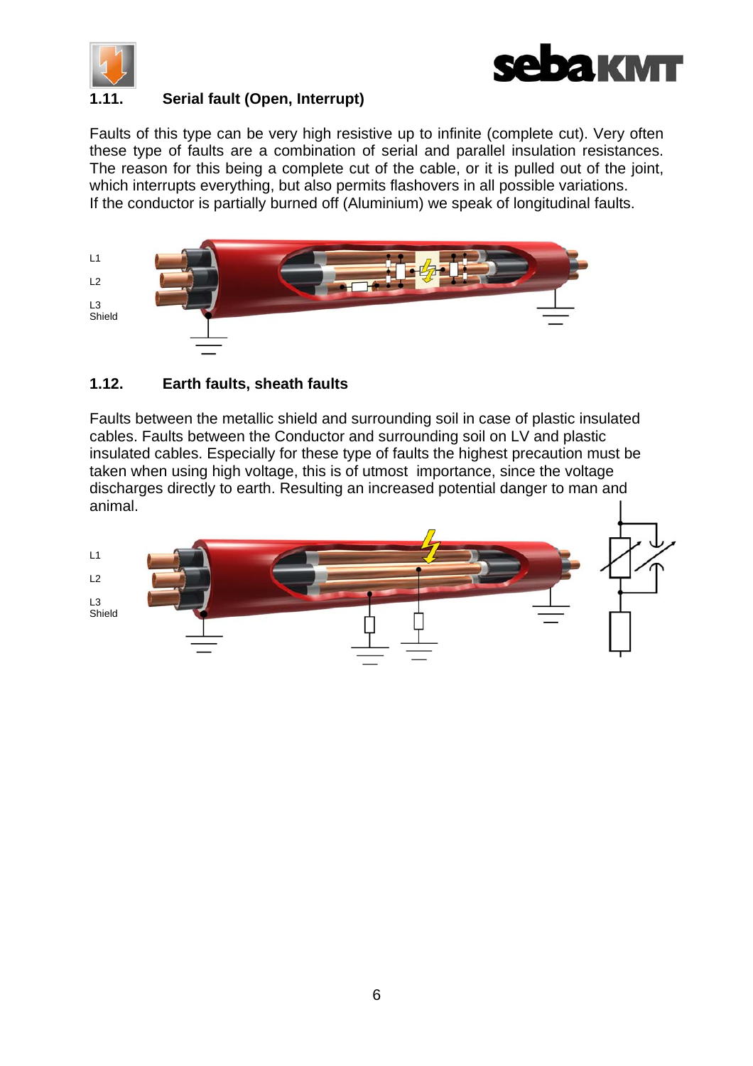## 1.11. Serial fault (Open, Interrupt)

Faults of this type can be very high resistive up to infinite (complete cut). Very often these type of faults are a combination of serial and parallel insulation resistances. The reason for this being a complete cut of the cable, or it is pulled out of the joint, which interrupts everything, but also permits flashovers in all possible variations. If the conductor is partially burned off (Aluminium) we speak of longitudinal faults.

L1

L2

L3
Shield

## 1.12. Earth faults, sheath faults

Faults between the metallic shield and surrounding soil in case of plastic insulated cables. Faults between the Conductor and surrounding soil on LV and plastic insulated cables. Especially for these type of faults the highest precaution must be taken when using high voltage, this is of utmost importance, since the voltage discharges directly to earth. Resulting an increased potential danger to man and animal.

L1

L2

L3
Shield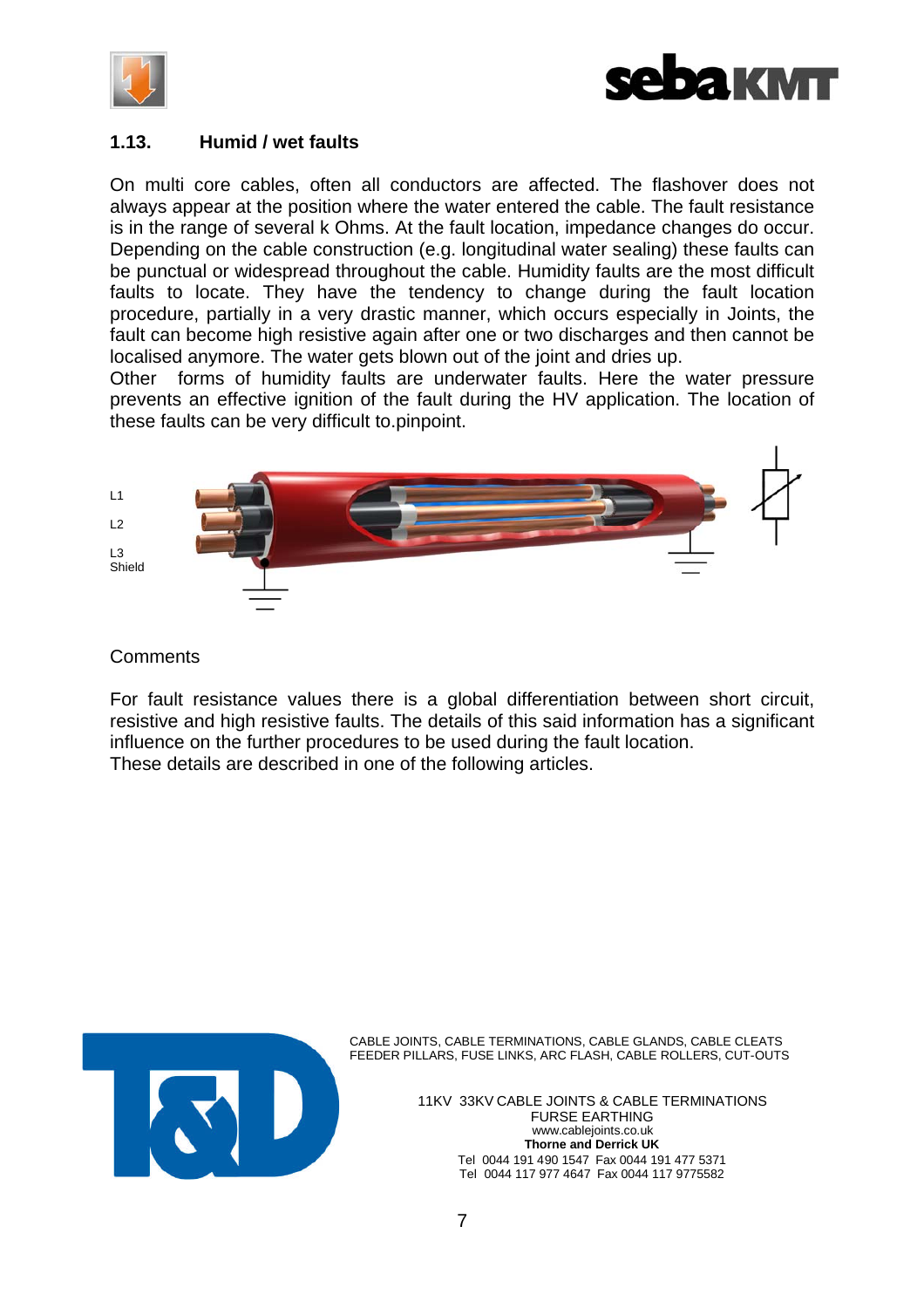## 1.13. Humid / wet faults

On multi core cables, often all conductors are affected. The flashover does not always appear at the position where the water entered the cable. The fault resistance is in the range of several k Ohms. At the fault location, impedance changes do occur. Depending on the cable construction (e.g. longitudinal water sealing) these faults can be punctual or widespread throughout the cable. Humidity faults are the most difficult faults to locate. They have the tendency to change during the fault location procedure, partially in a very drastic manner, which occurs especially in Joints, the fault can become high resistive again after one or two discharges and then cannot be localised anymore. The water gets blown out of the joint and dries up.
Other forms of humidity faults are underwater faults. Here the water pressure prevents an effective ignition of the fault during the HV application. The location of these faults can be very difficult to.pinpoint.

L1
L2
L3
Shield

Comments

For fault resistance values there is a global differentiation between short circuit, resistive and high resistive faults. The details of this said information has a significant influence on the further procedures to be used during the fault location.
These details are described in one of the following articles.

CABLE JOINTS, CABLE TERMINATIONS, CABLE GLANDS, CABLE CLEATS
FEEDER PILLARS, FUSE LINKS, ARC FLASH, CABLE ROLLERS, CUT-OUTS

11KV 33KV CABLE JOINTS & CABLE TERMINATIONS
FURSE EARTHING
www.cablejoints.co.uk
**Thorne and Derrick UK**
Tel 0044 191 490 1547 Fax 0044 191 477 5371
Tel 0044 117 977 4647 Fax 0044 117 9775582